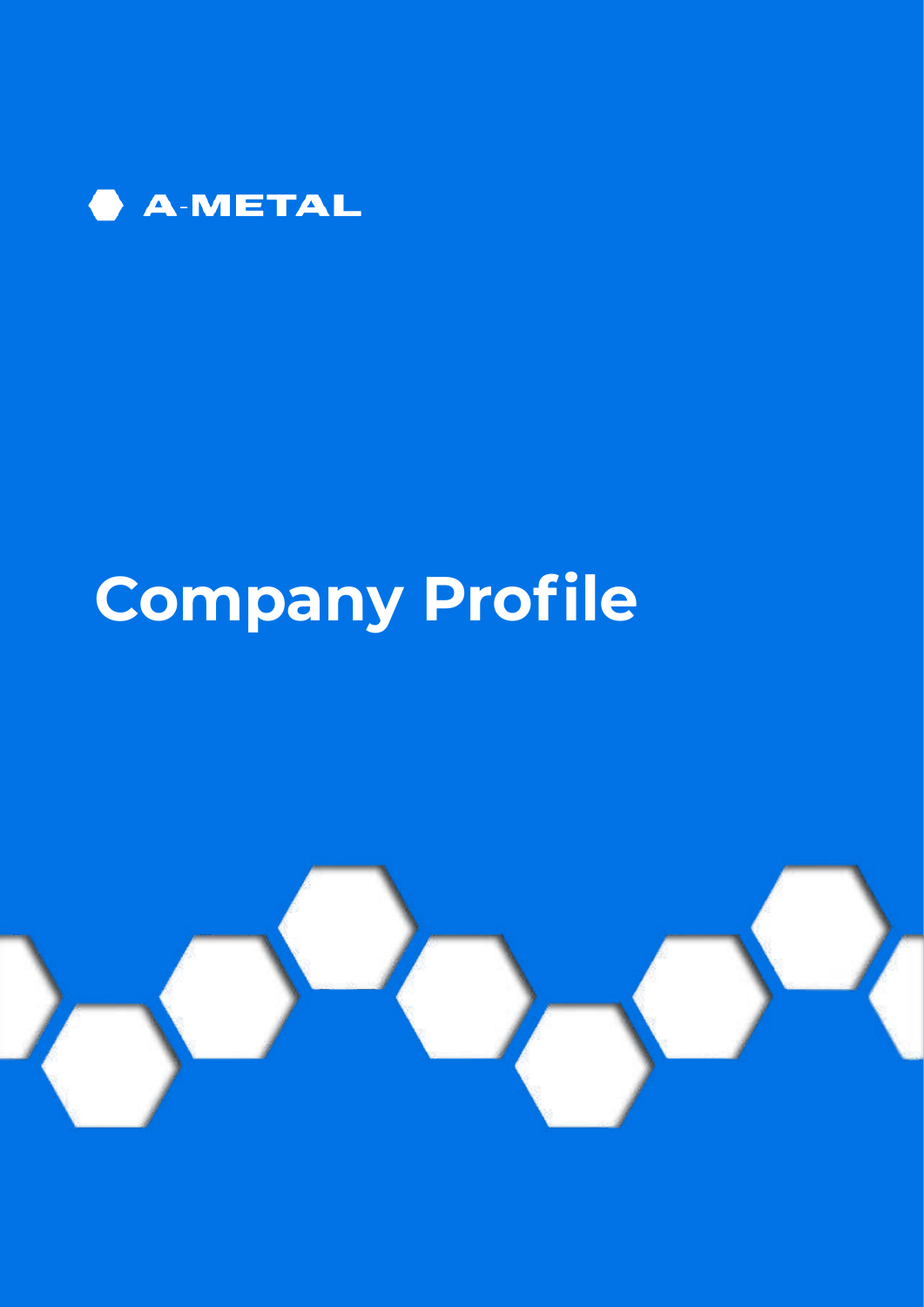A-METAL

# Company Profile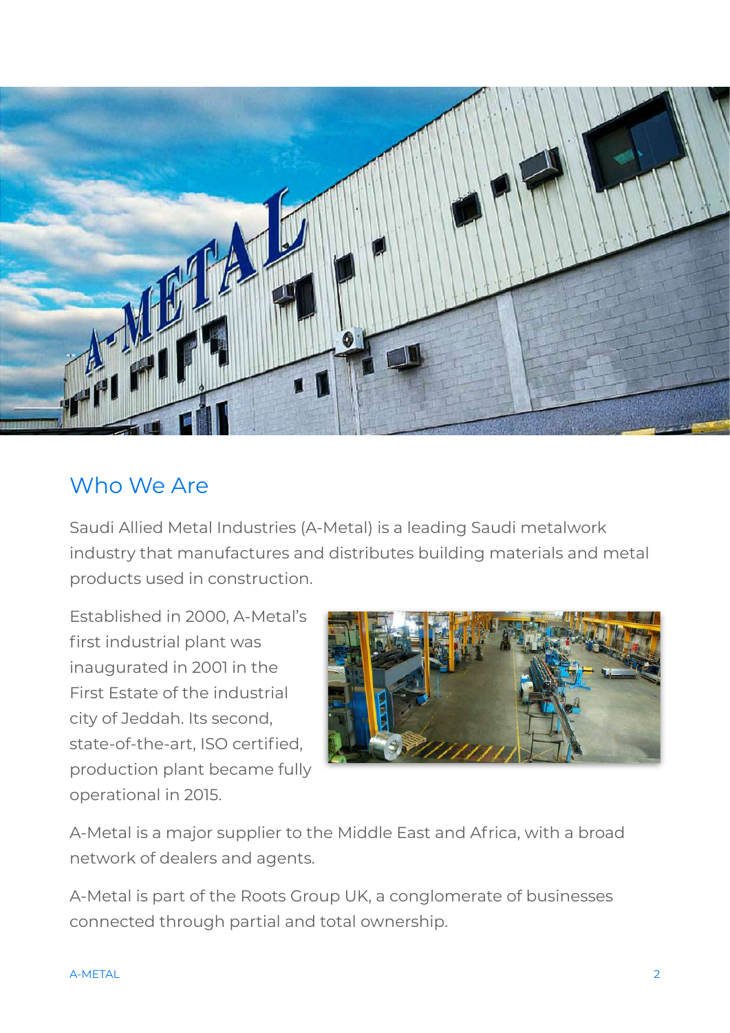## Who We Are

Saudi Allied Metal Industries (A-Metal) is a leading Saudi metalwork industry that manufactures and distributes building materials and metal products used in construction.

Established in 2000, A-Metal's first industrial plant was inaugurated in 2001 in the First Estate of the industrial city of Jeddah. Its second, state-of-the-art, ISO certified, production plant became fully operational in 2015.

A-Metal is a major supplier to the Middle East and Africa, with a broad network of dealers and agents.

A-Metal is part of the Roots Group UK, a conglomerate of businesses connected through partial and total ownership.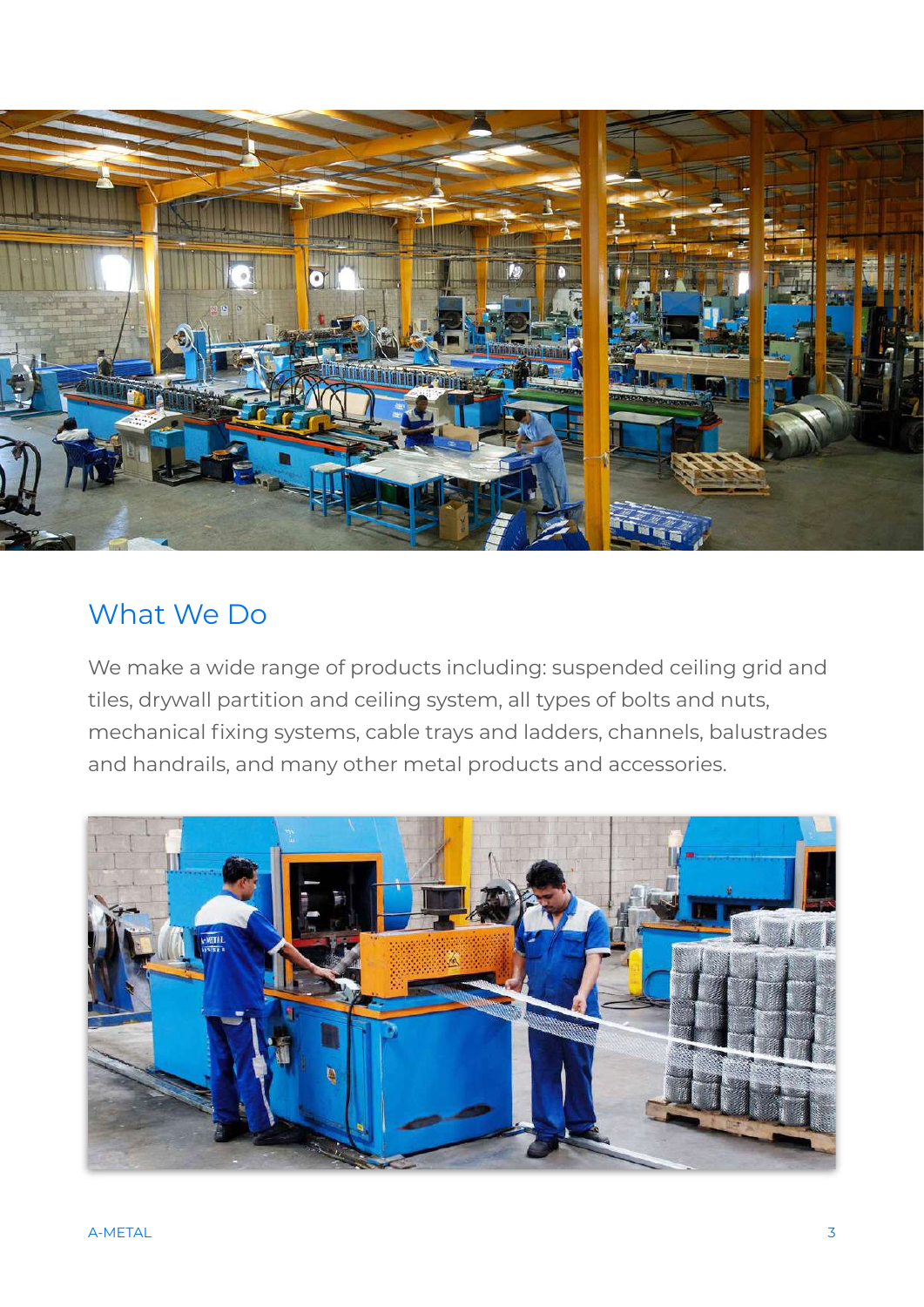## What We Do

We make a wide range of products including: suspended ceiling grid and tiles, drywall partition and ceiling system, all types of bolts and nuts, mechanical fixing systems, cable trays and ladders, channels, balustrades and handrails, and many other metal products and accessories.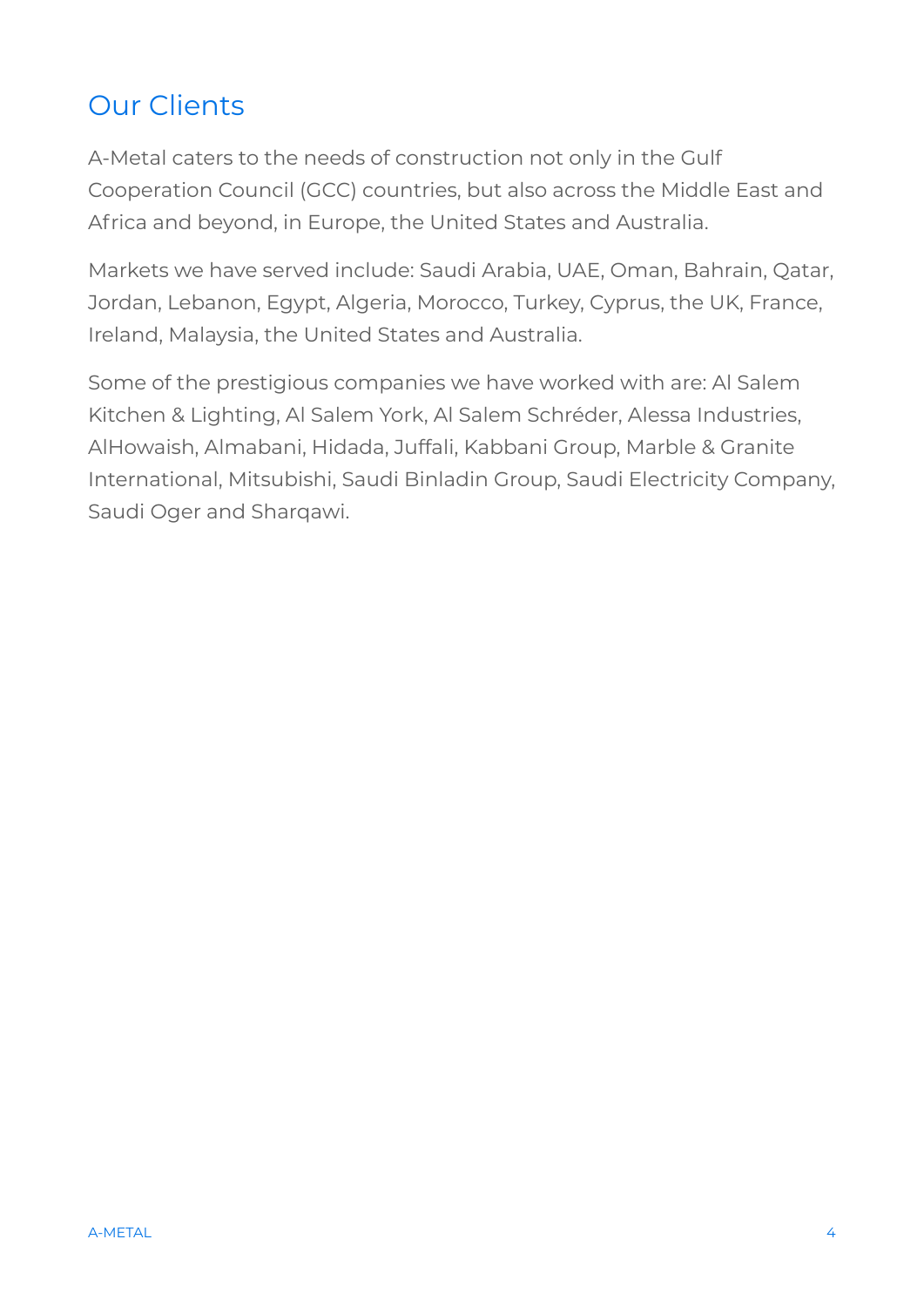## Our Clients

A-Metal caters to the needs of construction not only in the Gulf Cooperation Council (GCC) countries, but also across the Middle East and Africa and beyond, in Europe, the United States and Australia.

Markets we have served include: Saudi Arabia, UAE, Oman, Bahrain, Qatar, Jordan, Lebanon, Egypt, Algeria, Morocco, Turkey, Cyprus, the UK, France, Ireland, Malaysia, the United States and Australia.

Some of the prestigious companies we have worked with are: Al Salem Kitchen & Lighting, Al Salem York, Al Salem Schréder, Alessa Industries, AlHowaish, Almabani, Hidada, Juffali, Kabbani Group, Marble & Granite International, Mitsubishi, Saudi Binladin Group, Saudi Electricity Company, Saudi Oger and Sharqawi.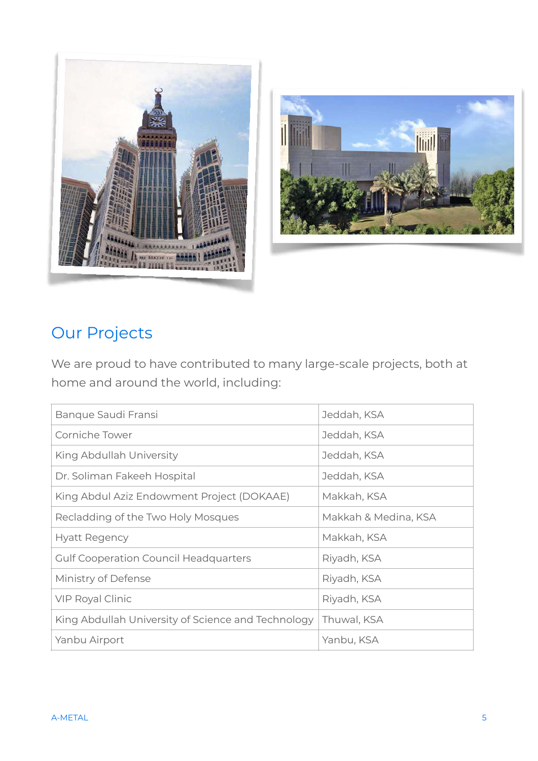## Our Projects

We are proud to have contributed to many large-scale projects, both at home and around the world, including:

| Project | Location |
|---|---|
| Banque Saudi Fransi | Jeddah, KSA |
| Corniche Tower | Jeddah, KSA |
| King Abdullah University | Jeddah, KSA |
| Dr. Soliman Fakeeh Hospital | Jeddah, KSA |
| King Abdul Aziz Endowment Project (DOKAAE) | Makkah, KSA |
| Recladding of the Two Holy Mosques | Makkah & Medina, KSA |
| Hyatt Regency | Makkah, KSA |
| Gulf Cooperation Council Headquarters | Riyadh, KSA |
| Ministry of Defense | Riyadh, KSA |
| VIP Royal Clinic | Riyadh, KSA |
| King Abdullah University of Science and Technology | Thuwal, KSA |
| Yanbu Airport | Yanbu, KSA |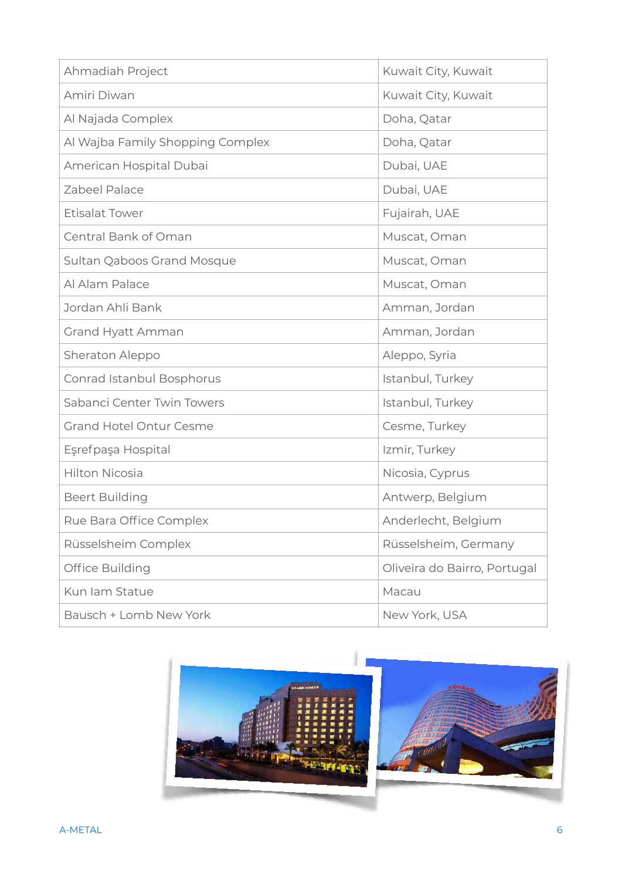| | |
|---|---|
| Ahmadiah Project | Kuwait City, Kuwait |
| Amiri Diwan | Kuwait City, Kuwait |
| Al Najada Complex | Doha, Qatar |
| Al Wajba Family Shopping Complex | Doha, Qatar |
| American Hospital Dubai | Dubai, UAE |
| Zabeel Palace | Dubai, UAE |
| Etisalat Tower | Fujairah, UAE |
| Central Bank of Oman | Muscat, Oman |
| Sultan Qaboos Grand Mosque | Muscat, Oman |
| Al Alam Palace | Muscat, Oman |
| Jordan Ahli Bank | Amman, Jordan |
| Grand Hyatt Amman | Amman, Jordan |
| Sheraton Aleppo | Aleppo, Syria |
| Conrad Istanbul Bosphorus | Istanbul, Turkey |
| Sabanci Center Twin Towers | Istanbul, Turkey |
| Grand Hotel Ontur Cesme | Cesme, Turkey |
| Eşrefpaşa Hospital | Izmir, Turkey |
| Hilton Nicosia | Nicosia, Cyprus |
| Beert Building | Antwerp, Belgium |
| Rue Bara Office Complex | Anderlecht, Belgium |
| Rüsselsheim Complex | Rüsselsheim, Germany |
| Office Building | Oliveira do Bairro, Portugal |
| Kun Iam Statue | Macau |
| Bausch + Lomb New York | New York, USA |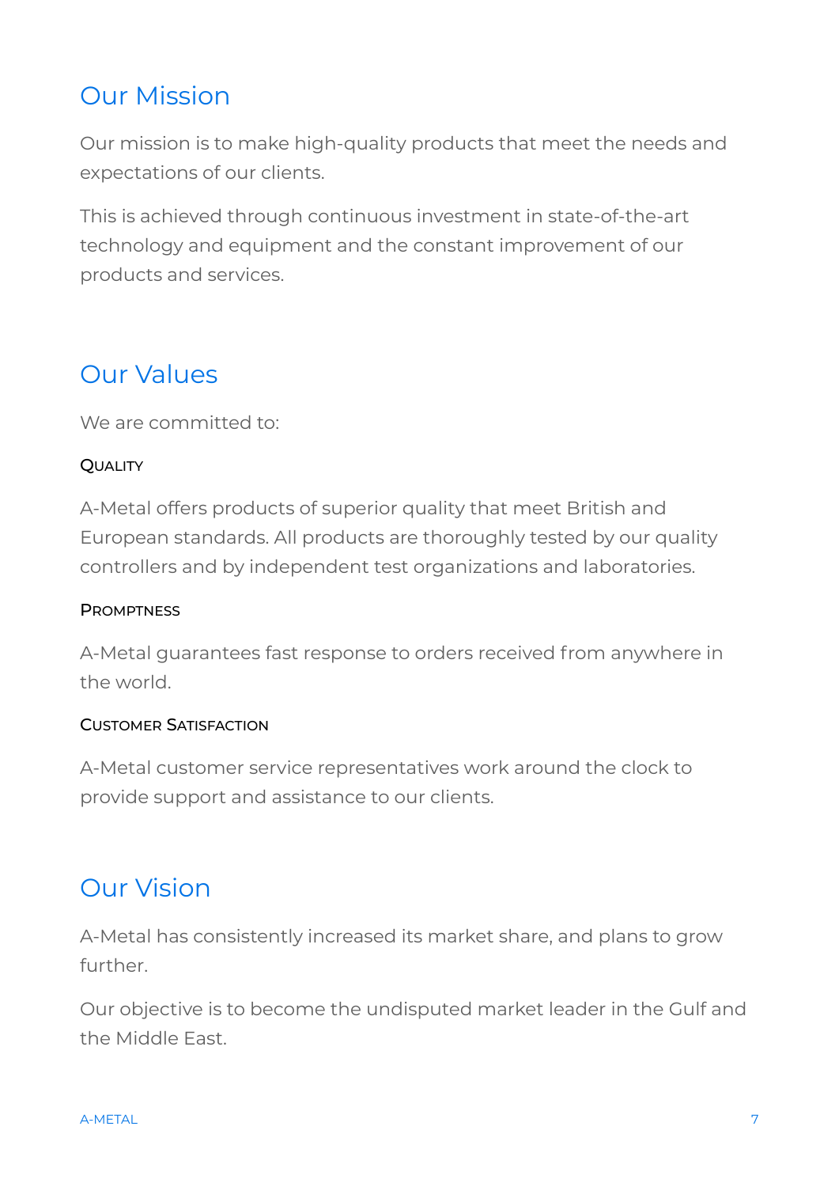## Our Mission

Our mission is to make high-quality products that meet the needs and expectations of our clients.

This is achieved through continuous investment in state-of-the-art technology and equipment and the constant improvement of our products and services.

## Our Values

We are committed to:

### Quality

A-Metal offers products of superior quality that meet British and European standards. All products are thoroughly tested by our quality controllers and by independent test organizations and laboratories.

### Promptness

A-Metal guarantees fast response to orders received from anywhere in the world.

### Customer Satisfaction

A-Metal customer service representatives work around the clock to provide support and assistance to our clients.

## Our Vision

A-Metal has consistently increased its market share, and plans to grow further.

Our objective is to become the undisputed market leader in the Gulf and the Middle East.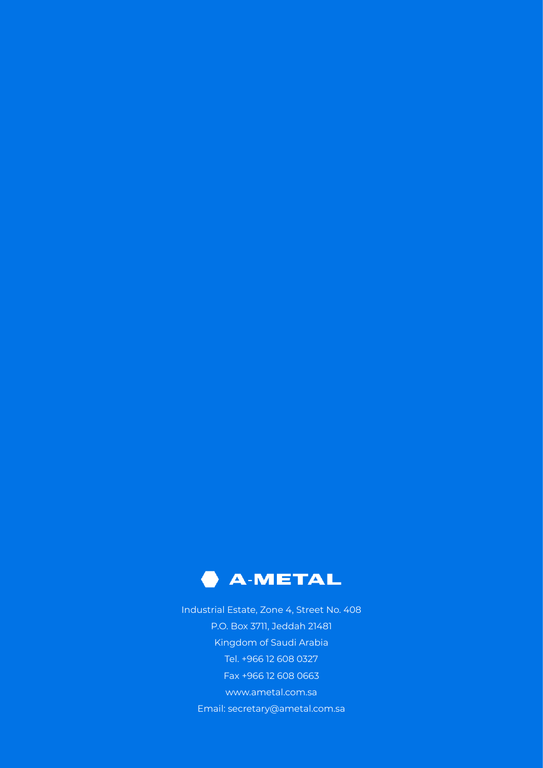A-METAL

Industrial Estate, Zone 4, Street No. 408
P.O. Box 3711, Jeddah 21481
Kingdom of Saudi Arabia
Tel. +966 12 608 0327
Fax +966 12 608 0663
www.ametal.com.sa
Email: secretary@ametal.com.sa